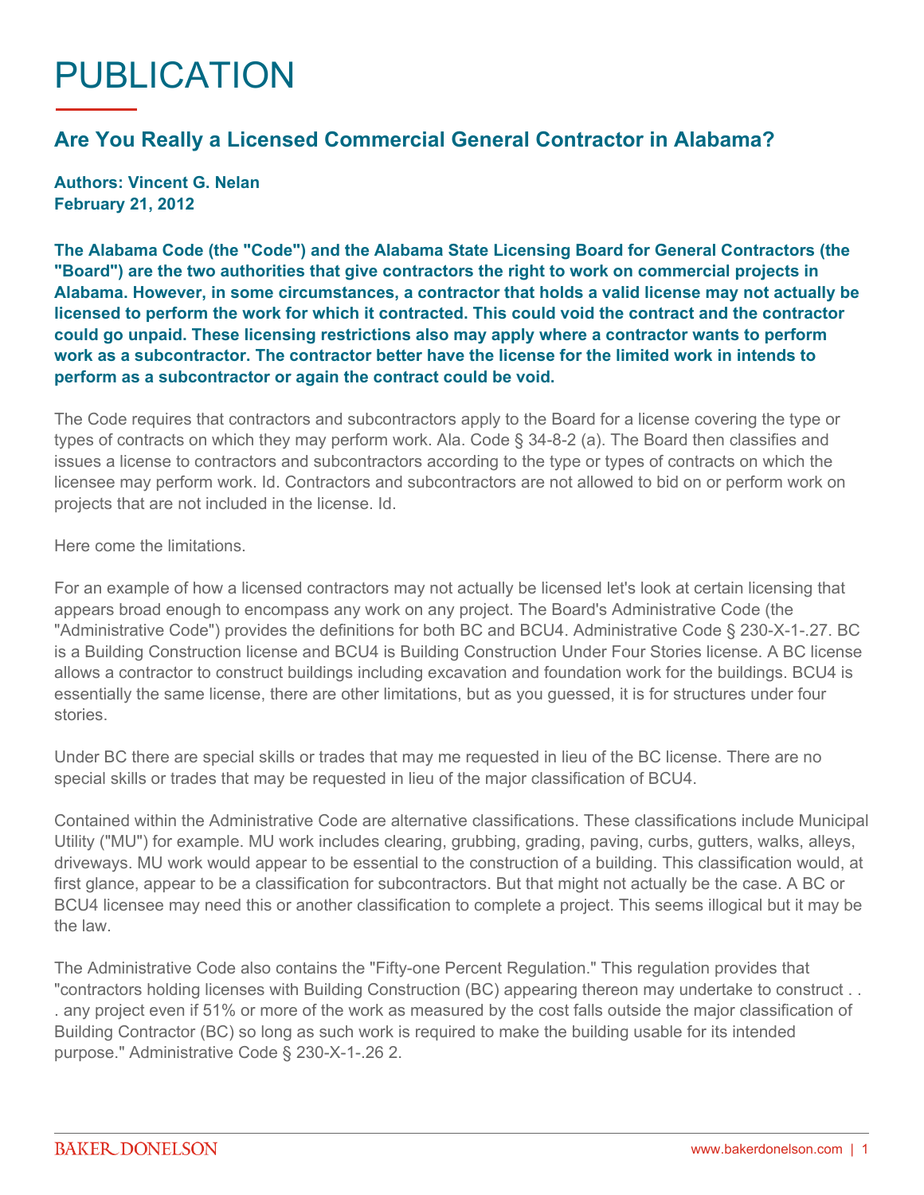# PUBLICATION

## Are You Really a Licensed Commercial General Contractor in Alabama?

**Authors: Vincent G. Nelan**
**February 21, 2012**

**The Alabama Code (the "Code") and the Alabama State Licensing Board for General Contractors (the "Board") are the two authorities that give contractors the right to work on commercial projects in Alabama. However, in some circumstances, a contractor that holds a valid license may not actually be licensed to perform the work for which it contracted. This could void the contract and the contractor could go unpaid. These licensing restrictions also may apply where a contractor wants to perform work as a subcontractor. The contractor better have the license for the limited work in intends to perform as a subcontractor or again the contract could be void.**

The Code requires that contractors and subcontractors apply to the Board for a license covering the type or types of contracts on which they may perform work. Ala. Code § 34-8-2 (a). The Board then classifies and issues a license to contractors and subcontractors according to the type or types of contracts on which the licensee may perform work. Id. Contractors and subcontractors are not allowed to bid on or perform work on projects that are not included in the license. Id.

Here come the limitations.

For an example of how a licensed contractors may not actually be licensed let's look at certain licensing that appears broad enough to encompass any work on any project. The Board's Administrative Code (the "Administrative Code") provides the definitions for both BC and BCU4. Administrative Code § 230-X-1-.27. BC is a Building Construction license and BCU4 is Building Construction Under Four Stories license. A BC license allows a contractor to construct buildings including excavation and foundation work for the buildings. BCU4 is essentially the same license, there are other limitations, but as you guessed, it is for structures under four stories.

Under BC there are special skills or trades that may me requested in lieu of the BC license. There are no special skills or trades that may be requested in lieu of the major classification of BCU4.

Contained within the Administrative Code are alternative classifications. These classifications include Municipal Utility ("MU") for example. MU work includes clearing, grubbing, grading, paving, curbs, gutters, walks, alleys, driveways. MU work would appear to be essential to the construction of a building. This classification would, at first glance, appear to be a classification for subcontractors. But that might not actually be the case. A BC or BCU4 licensee may need this or another classification to complete a project. This seems illogical but it may be the law.

The Administrative Code also contains the "Fifty-one Percent Regulation." This regulation provides that "contractors holding licenses with Building Construction (BC) appearing thereon may undertake to construct . . . any project even if 51% or more of the work as measured by the cost falls outside the major classification of Building Contractor (BC) so long as such work is required to make the building usable for its intended purpose." Administrative Code § 230-X-1-.26 2.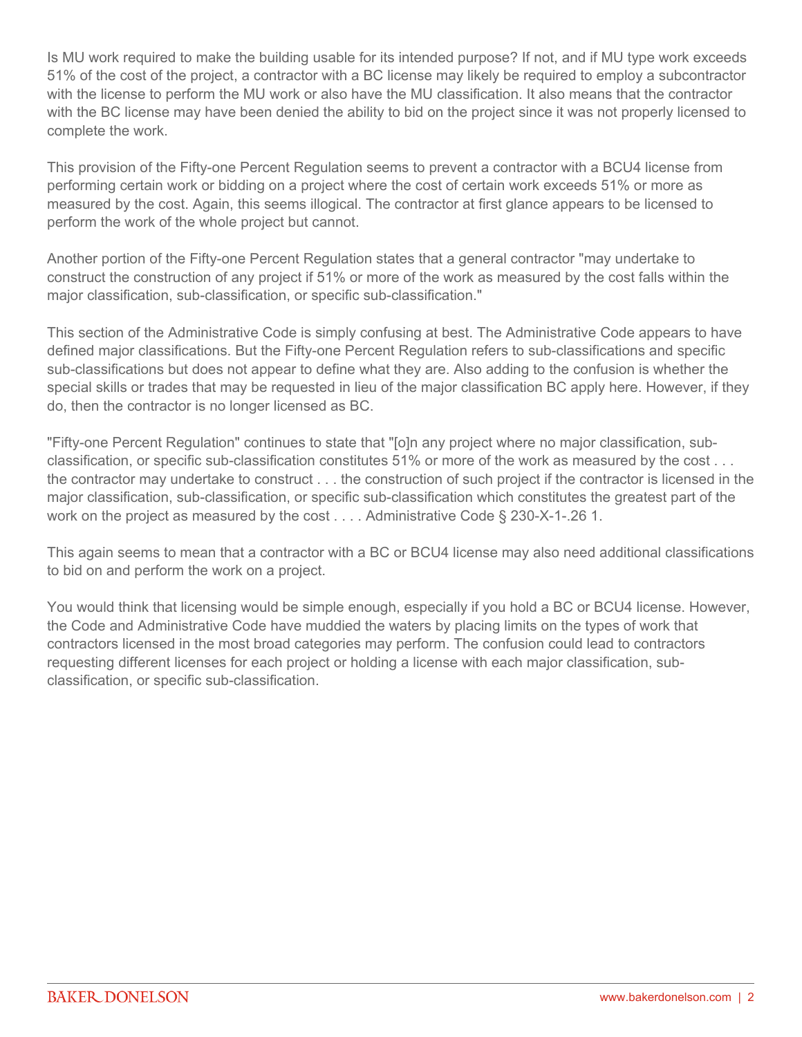Is MU work required to make the building usable for its intended purpose? If not, and if MU type work exceeds 51% of the cost of the project, a contractor with a BC license may likely be required to employ a subcontractor with the license to perform the MU work or also have the MU classification. It also means that the contractor with the BC license may have been denied the ability to bid on the project since it was not properly licensed to complete the work.

This provision of the Fifty-one Percent Regulation seems to prevent a contractor with a BCU4 license from performing certain work or bidding on a project where the cost of certain work exceeds 51% or more as measured by the cost. Again, this seems illogical. The contractor at first glance appears to be licensed to perform the work of the whole project but cannot.

Another portion of the Fifty-one Percent Regulation states that a general contractor "may undertake to construct the construction of any project if 51% or more of the work as measured by the cost falls within the major classification, sub-classification, or specific sub-classification."

This section of the Administrative Code is simply confusing at best. The Administrative Code appears to have defined major classifications. But the Fifty-one Percent Regulation refers to sub-classifications and specific sub-classifications but does not appear to define what they are. Also adding to the confusion is whether the special skills or trades that may be requested in lieu of the major classification BC apply here. However, if they do, then the contractor is no longer licensed as BC.

"Fifty-one Percent Regulation" continues to state that "[o]n any project where no major classification, sub-classification, or specific sub-classification constitutes 51% or more of the work as measured by the cost . . . the contractor may undertake to construct . . . the construction of such project if the contractor is licensed in the major classification, sub-classification, or specific sub-classification which constitutes the greatest part of the work on the project as measured by the cost . . . . Administrative Code § 230-X-1-.26 1.

This again seems to mean that a contractor with a BC or BCU4 license may also need additional classifications to bid on and perform the work on a project.

You would think that licensing would be simple enough, especially if you hold a BC or BCU4 license. However, the Code and Administrative Code have muddied the waters by placing limits on the types of work that contractors licensed in the most broad categories may perform. The confusion could lead to contractors requesting different licenses for each project or holding a license with each major classification, sub-classification, or specific sub-classification.